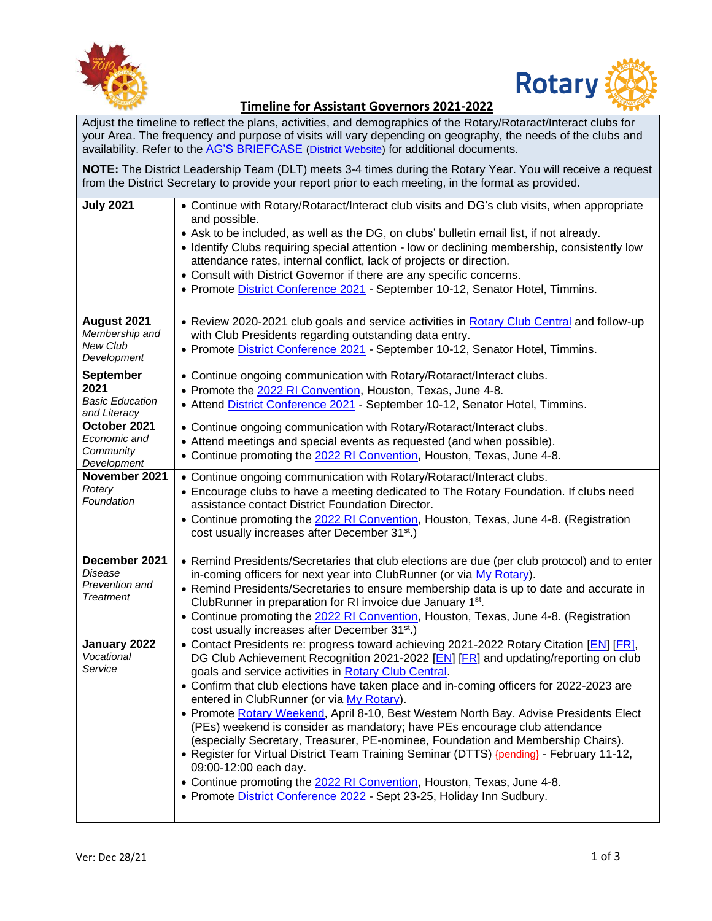# Timeline for Assistant Governors 2021-2022

Adjust the timeline to reflect the plans, activities, and demographics of the Rotary/Rotaract/Interact clubs for your Area. The frequency and purpose of visits will vary depending on geography, the needs of the clubs and availability. Refer to the AG'S BRIEFCASE (District Website) for additional documents.

**NOTE:** The District Leadership Team (DLT) meets 3-4 times during the Rotary Year. You will receive a request from the District Secretary to provide your report prior to each meeting, in the format as provided.

| Month | Activities |
|---|---|
| **July 2021** | • Continue with Rotary/Rotaract/Interact club visits and DG's club visits, when appropriate and possible.<br>• Ask to be included, as well as the DG, on clubs' bulletin email list, if not already.<br>• Identify Clubs requiring special attention - low or declining membership, consistently low attendance rates, internal conflict, lack of projects or direction.<br>• Consult with District Governor if there are any specific concerns.<br>• Promote District Conference 2021 - September 10-12, Senator Hotel, Timmins. |
| **August 2021**<br>*Membership and New Club Development* | • Review 2020-2021 club goals and service activities in Rotary Club Central and follow-up with Club Presidents regarding outstanding data entry.<br>• Promote District Conference 2021 - September 10-12, Senator Hotel, Timmins. |
| **September 2021**<br>*Basic Education and Literacy* | • Continue ongoing communication with Rotary/Rotaract/Interact clubs.<br>• Promote the 2022 RI Convention, Houston, Texas, June 4-8.<br>• Attend District Conference 2021 - September 10-12, Senator Hotel, Timmins. |
| **October 2021**<br>*Economic and Community Development* | • Continue ongoing communication with Rotary/Rotaract/Interact clubs.<br>• Attend meetings and special events as requested (and when possible).<br>• Continue promoting the 2022 RI Convention, Houston, Texas, June 4-8. |
| **November 2021**<br>*Rotary Foundation* | • Continue ongoing communication with Rotary/Rotaract/Interact clubs.<br>• Encourage clubs to have a meeting dedicated to The Rotary Foundation. If clubs need assistance contact District Foundation Director.<br>• Continue promoting the 2022 RI Convention, Houston, Texas, June 4-8. (Registration cost usually increases after December 31st.) |
| **December 2021**<br>*Disease Prevention and Treatment* | • Remind Presidents/Secretaries that club elections are due (per club protocol) and to enter in-coming officers for next year into ClubRunner (or via My Rotary).<br>• Remind Presidents/Secretaries to ensure membership data is up to date and accurate in ClubRunner in preparation for RI invoice due January 1st.<br>• Continue promoting the 2022 RI Convention, Houston, Texas, June 4-8. (Registration cost usually increases after December 31st.) |
| **January 2022**<br>*Vocational Service* | • Contact Presidents re: progress toward achieving 2021-2022 Rotary Citation [EN] [FR], DG Club Achievement Recognition 2021-2022 [EN] [FR] and updating/reporting on club goals and service activities in Rotary Club Central.<br>• Confirm that club elections have taken place and in-coming officers for 2022-2023 are entered in ClubRunner (or via My Rotary).<br>• Promote Rotary Weekend, April 8-10, Best Western North Bay. Advise Presidents Elect (PEs) weekend is consider as mandatory; have PEs encourage club attendance (especially Secretary, Treasurer, PE-nominee, Foundation and Membership Chairs).<br>• Register for Virtual District Team Training Seminar (DTTS) {pending} - February 11-12, 09:00-12:00 each day.<br>• Continue promoting the 2022 RI Convention, Houston, Texas, June 4-8.<br>• Promote District Conference 2022 - Sept 23-25, Holiday Inn Sudbury. |

Ver: Dec 28/21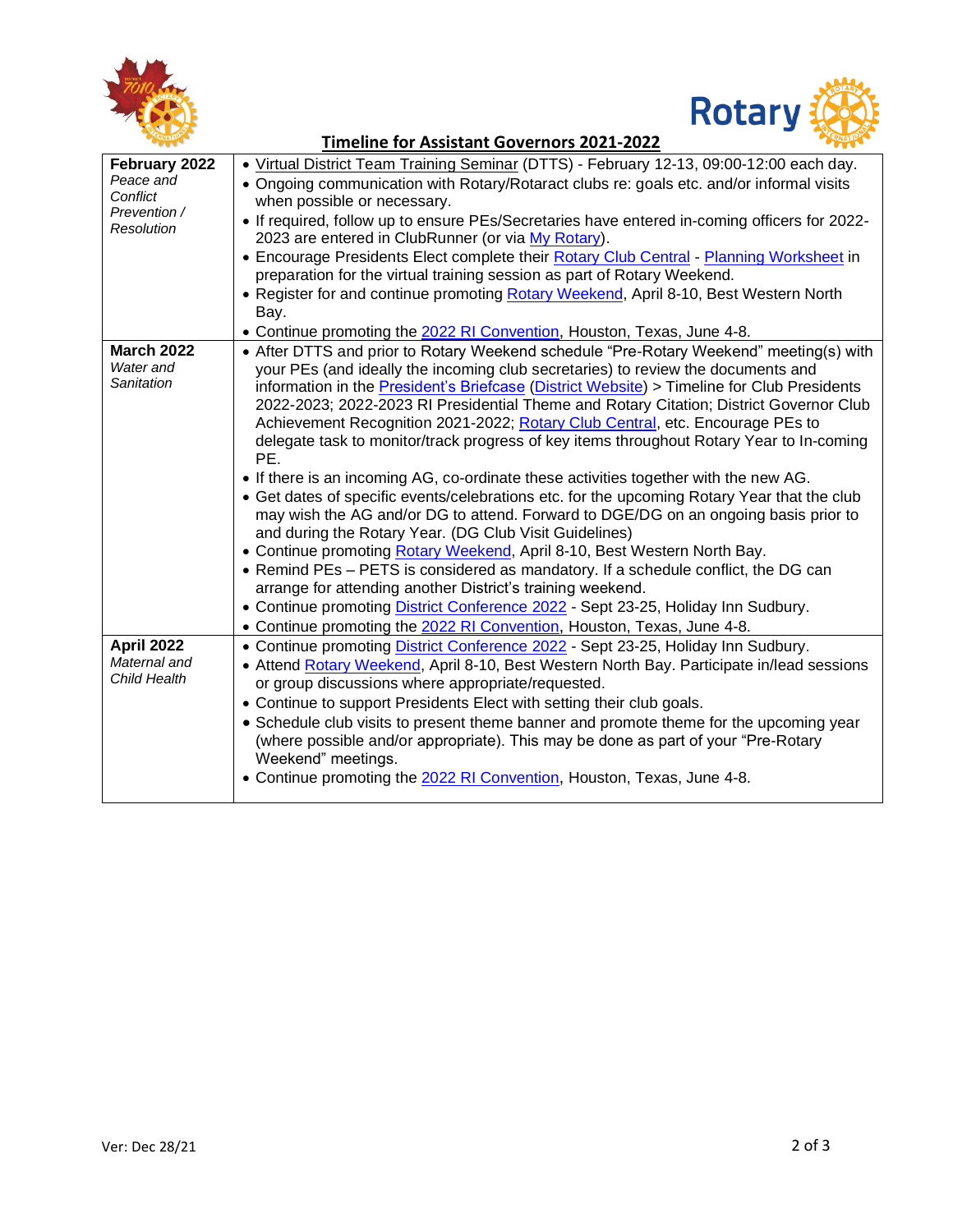## Timeline for Assistant Governors 2021-2022

| | |
|---|---|
| **February 2022**<br>*Peace and Conflict Prevention / Resolution* | • Virtual District Team Training Seminar (DTTS) - February 12-13, 09:00-12:00 each day.<br>• Ongoing communication with Rotary/Rotaract clubs re: goals etc. and/or informal visits when possible or necessary.<br>• If required, follow up to ensure PEs/Secretaries have entered in-coming officers for 2022-2023 are entered in ClubRunner (or via My Rotary).<br>• Encourage Presidents Elect complete their Rotary Club Central - Planning Worksheet in preparation for the virtual training session as part of Rotary Weekend.<br>• Register for and continue promoting Rotary Weekend, April 8-10, Best Western North Bay.<br>• Continue promoting the 2022 RI Convention, Houston, Texas, June 4-8. |
| **March 2022**<br>*Water and Sanitation* | • After DTTS and prior to Rotary Weekend schedule "Pre-Rotary Weekend" meeting(s) with your PEs (and ideally the incoming club secretaries) to review the documents and information in the President's Briefcase (District Website) > Timeline for Club Presidents 2022-2023; 2022-2023 RI Presidential Theme and Rotary Citation; District Governor Club Achievement Recognition 2021-2022; Rotary Club Central, etc. Encourage PEs to delegate task to monitor/track progress of key items throughout Rotary Year to In-coming PE.<br>• If there is an incoming AG, co-ordinate these activities together with the new AG.<br>• Get dates of specific events/celebrations etc. for the upcoming Rotary Year that the club may wish the AG and/or DG to attend. Forward to DGE/DG on an ongoing basis prior to and during the Rotary Year. (DG Club Visit Guidelines)<br>• Continue promoting Rotary Weekend, April 8-10, Best Western North Bay.<br>• Remind PEs – PETS is considered as mandatory. If a schedule conflict, the DG can arrange for attending another District's training weekend.<br>• Continue promoting District Conference 2022 - Sept 23-25, Holiday Inn Sudbury.<br>• Continue promoting the 2022 RI Convention, Houston, Texas, June 4-8. |
| **April 2022**<br>*Maternal and Child Health* | • Continue promoting District Conference 2022 - Sept 23-25, Holiday Inn Sudbury.<br>• Attend Rotary Weekend, April 8-10, Best Western North Bay. Participate in/lead sessions or group discussions where appropriate/requested.<br>• Continue to support Presidents Elect with setting their club goals.<br>• Schedule club visits to present theme banner and promote theme for the upcoming year (where possible and/or appropriate). This may be done as part of your "Pre-Rotary Weekend" meetings.<br>• Continue promoting the 2022 RI Convention, Houston, Texas, June 4-8. |

Ver: Dec 28/21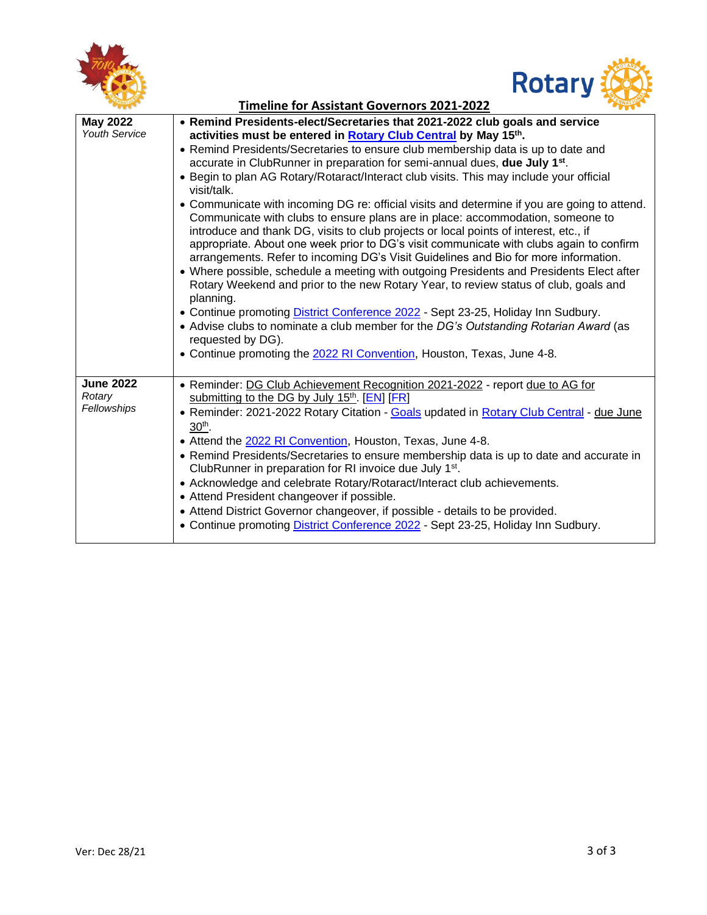## Timeline for Assistant Governors 2021-2022

| | |
|---|---|
| **May 2022**<br>*Youth Service* | • **Remind Presidents-elect/Secretaries that 2021-2022 club goals and service activities must be entered in Rotary Club Central by May 15th.**<br>• Remind Presidents/Secretaries to ensure club membership data is up to date and accurate in ClubRunner in preparation for semi-annual dues, **due July 1st**.<br>• Begin to plan AG Rotary/Rotaract/Interact club visits. This may include your official visit/talk.<br>• Communicate with incoming DG re: official visits and determine if you are going to attend. Communicate with clubs to ensure plans are in place: accommodation, someone to introduce and thank DG, visits to club projects or local points of interest, etc., if appropriate. About one week prior to DG's visit communicate with clubs again to confirm arrangements. Refer to incoming DG's Visit Guidelines and Bio for more information.<br>• Where possible, schedule a meeting with outgoing Presidents and Presidents Elect after Rotary Weekend and prior to the new Rotary Year, to review status of club, goals and planning.<br>• Continue promoting District Conference 2022 - Sept 23-25, Holiday Inn Sudbury.<br>• Advise clubs to nominate a club member for the *DG's Outstanding Rotarian Award* (as requested by DG).<br>• Continue promoting the 2022 RI Convention, Houston, Texas, June 4-8. |
| **June 2022**<br>*Rotary Fellowships* | • Reminder: DG Club Achievement Recognition 2021-2022 - report due to AG for submitting to the DG by July 15th. [EN] [FR]<br>• Reminder: 2021-2022 Rotary Citation - Goals updated in Rotary Club Central - due June 30th.<br>• Attend the 2022 RI Convention, Houston, Texas, June 4-8.<br>• Remind Presidents/Secretaries to ensure membership data is up to date and accurate in ClubRunner in preparation for RI invoice due July 1st.<br>• Acknowledge and celebrate Rotary/Rotaract/Interact club achievements.<br>• Attend President changeover if possible.<br>• Attend District Governor changeover, if possible - details to be provided.<br>• Continue promoting District Conference 2022 - Sept 23-25, Holiday Inn Sudbury. |

Ver: Dec 28/21